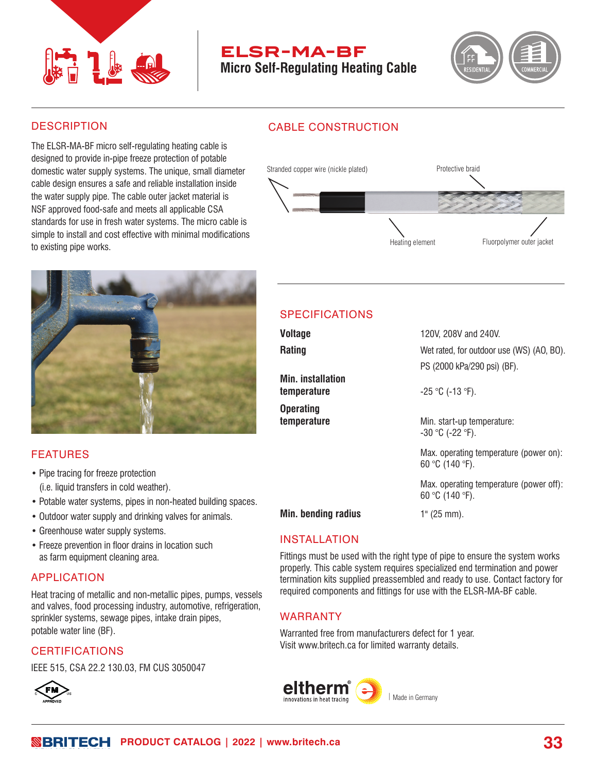# ELSR-MA-BF

## Micro Self-Regulating Heating Cable

RESIDENTIAL COMMERCIAL

## DESCRIPTION

The ELSR-MA-BF micro self-regulating heating cable is designed to provide in-pipe freeze protection of potable domestic water supply systems. The unique, small diameter cable design ensures a safe and reliable installation inside the water supply pipe. The cable outer jacket material is NSF approved food-safe and meets all applicable CSA standards for use in fresh water systems. The micro cable is simple to install and cost effective with minimal modifications to existing pipe works.

## FEATURES

- Pipe tracing for freeze protection (i.e. liquid transfers in cold weather).
- Potable water systems, pipes in non-heated building spaces.
- Outdoor water supply and drinking valves for animals.
- Greenhouse water supply systems.
- Freeze prevention in floor drains in location such as farm equipment cleaning area.

## APPLICATION

Heat tracing of metallic and non-metallic pipes, pumps, vessels and valves, food processing industry, automotive, refrigeration, sprinkler systems, sewage pipes, intake drain pipes, potable water line (BF).

## CERTIFICATIONS

IEEE 515, CSA 22.2 130.03, FM CUS 3050047

## CABLE CONSTRUCTION

Stranded copper wire (nickle plated)

Protective braid

Heating element

Fluorpolymer outer jacket

## SPECIFICATIONS

| | |
|---|---|
| **Voltage** | 120V, 208V and 240V. |
| **Rating** | Wet rated, for outdoor use (WS) (AO, BO). PS (2000 kPa/290 psi) (BF). |
| **Min. installation temperature** | -25 °C (-13 °F). |
| **Operating temperature** | Min. start-up temperature: -30 °C (-22 °F). Max. operating temperature (power on): 60 °C (140 °F). Max. operating temperature (power off): 60 °C (140 °F). |
| **Min. bending radius** | 1" (25 mm). |

## INSTALLATION

Fittings must be used with the right type of pipe to ensure the system works properly. This cable system requires specialized end termination and power termination kits supplied preassembled and ready to use. Contact factory for required components and fittings for use with the ELSR-MA-BF cable.

## WARRANTY

Warranted free from manufacturers defect for 1 year.
Visit www.britech.ca for limited warranty details.

eltherm® innovations in heat tracing | Made in Germany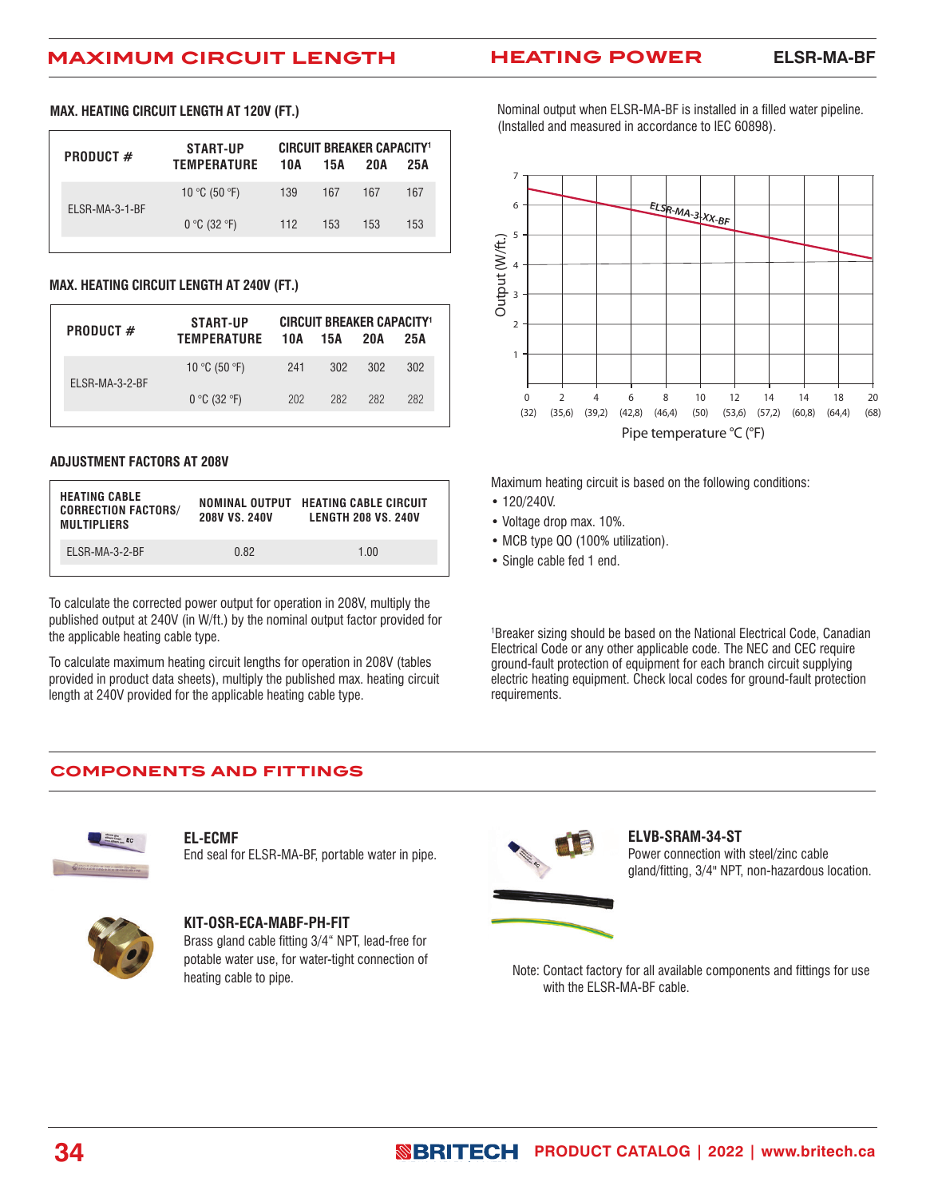## MAXIMUM CIRCUIT LENGTH

### MAX. HEATING CIRCUIT LENGTH AT 120V (FT.)

| PRODUCT # | START-UP TEMPERATURE | CIRCUIT BREAKER CAPACITY[1] | | | |
|---|---|---|---|---|---|
| | | 10A | 15A | 20A | 25A |
| ELSR-MA-3-1-BF | 10 °C (50 °F) | 139 | 167 | 167 | 167 |
| | 0 °C (32 °F) | 112 | 153 | 153 | 153 |

### MAX. HEATING CIRCUIT LENGTH AT 240V (FT.)

| PRODUCT # | START-UP TEMPERATURE | CIRCUIT BREAKER CAPACITY[1] | | | |
|---|---|---|---|---|---|
| | | 10A | 15A | 20A | 25A |
| ELSR-MA-3-2-BF | 10 °C (50 °F) | 241 | 302 | 302 | 302 |
| | 0 °C (32 °F) | 202 | 282 | 282 | 282 |

### ADJUSTMENT FACTORS AT 208V

| HEATING CABLE CORRECTION FACTORS/ MULTIPLIERS | NOMINAL OUTPUT 208V VS. 240V | HEATING CABLE CIRCUIT LENGTH 208 VS. 240V |
|---|---|---|
| ELSR-MA-3-2-BF | 0.82 | 1.00 |

To calculate the corrected power output for operation in 208V, multiply the published output at 240V (in W/ft.) by the nominal output factor provided for the applicable heating cable type.

To calculate maximum heating circuit lengths for operation in 208V (tables provided in product data sheets), multiply the published max. heating circuit length at 240V provided for the applicable heating cable type.

## HEATING POWER

ELSR-MA-BF

Nominal output when ELSR-MA-BF is installed in a filled water pipeline. (Installed and measured in accordance to IEC 60898).

ELSR-MA-3-XX-BF

Output (W/ft.)

7
6
5
4
3
2
1

0 (32)
2 (35,6)
4 (39,2)
6 (42,8)
8 (46,4)
10 (50)
12 (53,6)
14 (57,2)
14 (60,8)
18 (64,4)
20 (68)

Pipe temperature °C (°F)

Maximum heating circuit is based on the following conditions:

- 120/240V.
- Voltage drop max. 10%.
- MCB type QO (100% utilization).
- Single cable fed 1 end.

[1]Breaker sizing should be based on the National Electrical Code, Canadian Electrical Code or any other applicable code. The NEC and CEC require ground-fault protection of equipment for each branch circuit supplying electric heating equipment. Check local codes for ground-fault protection requirements.

## COMPONENTS AND FITTINGS

**EL-ECMF**
End seal for ELSR-MA-BF, portable water in pipe.

**KIT-OSR-ECA-MABF-PH-FIT**
Brass gland cable fitting 3/4" NPT, lead-free for potable water use, for water-tight connection of heating cable to pipe.

**ELVB-SRAM-34-ST**
Power connection with steel/zinc cable gland/fitting, 3/4" NPT, non-hazardous location.

Note: Contact factory for all available components and fittings for use with the ELSR-MA-BF cable.